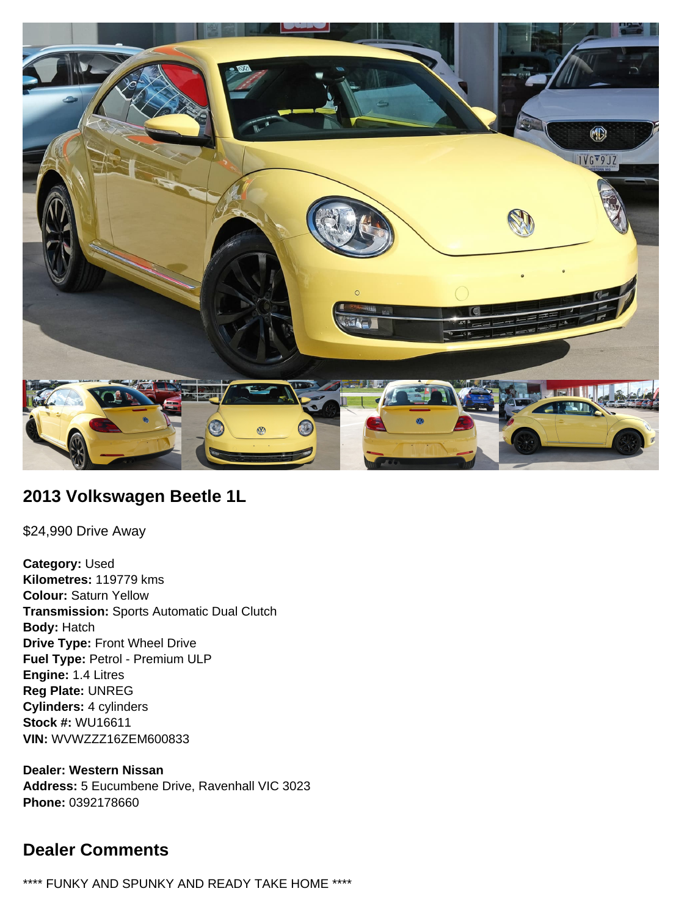## 2013 Volkswagen Beetle 1L

$24,990 Drive Away

**Category:** Used
**Kilometres:** 119779 kms
**Colour:** Saturn Yellow
**Transmission:** Sports Automatic Dual Clutch
**Body:** Hatch
**Drive Type:** Front Wheel Drive
**Fuel Type:** Petrol - Premium ULP
**Engine:** 1.4 Litres
**Reg Plate:** UNREG
**Cylinders:** 4 cylinders
**Stock #:** WU16611
**VIN:** WVWZZZ16ZEM600833

**Dealer: Western Nissan**
**Address:** 5 Eucumbene Drive, Ravenhall VIC 3023
**Phone:** 0392178660

## Dealer Comments

**** FUNKY AND SPUNKY AND READY TAKE HOME ****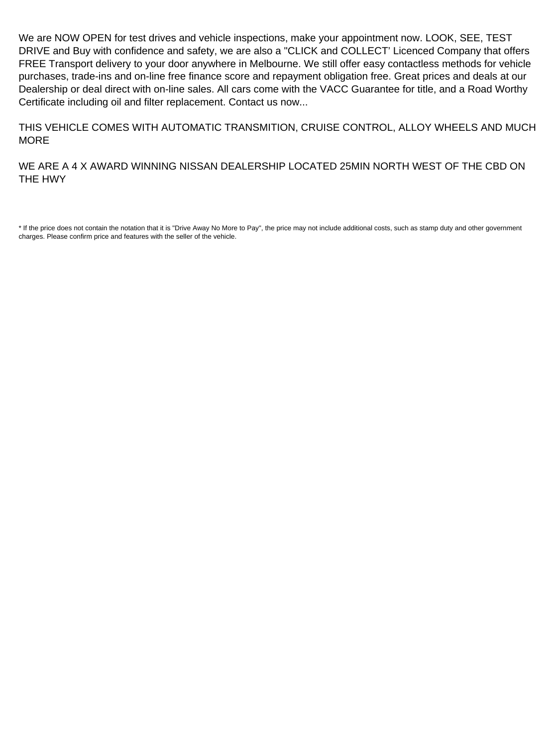We are NOW OPEN for test drives and vehicle inspections, make your appointment now. LOOK, SEE, TEST DRIVE and Buy with confidence and safety, we are also a "CLICK and COLLECT' Licenced Company that offers FREE Transport delivery to your door anywhere in Melbourne. We still offer easy contactless methods for vehicle purchases, trade-ins and on-line free finance score and repayment obligation free. Great prices and deals at our Dealership or deal direct with on-line sales. All cars come with the VACC Guarantee for title, and a Road Worthy Certificate including oil and filter replacement. Contact us now...

THIS VEHICLE COMES WITH AUTOMATIC TRANSMITION, CRUISE CONTROL, ALLOY WHEELS AND MUCH MORE

WE ARE A 4 X AWARD WINNING NISSAN DEALERSHIP LOCATED 25MIN NORTH WEST OF THE CBD ON THE HWY

* If the price does not contain the notation that it is "Drive Away No More to Pay", the price may not include additional costs, such as stamp duty and other government charges. Please confirm price and features with the seller of the vehicle.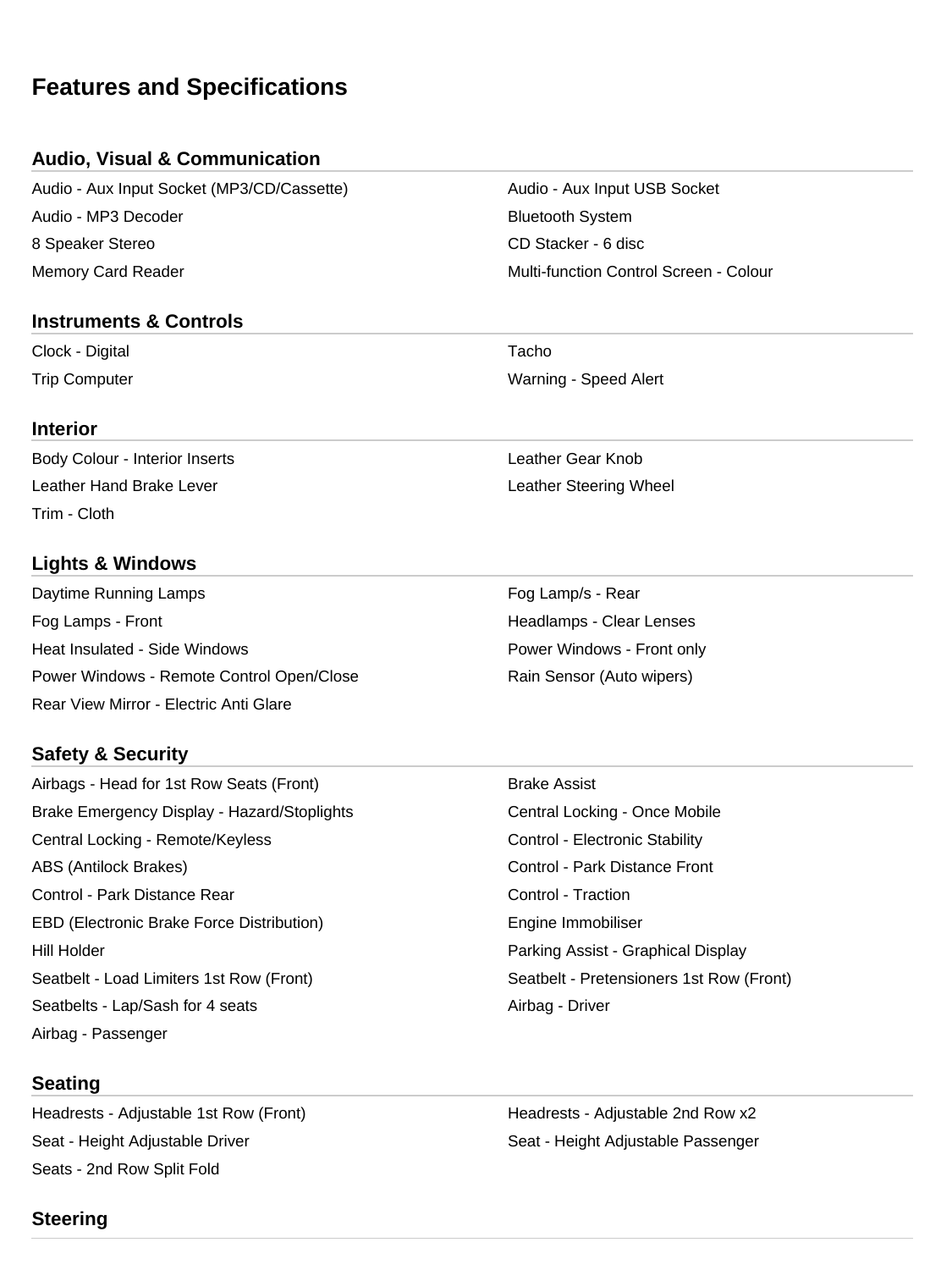# Features and Specifications

## Audio, Visual & Communication

- Audio - Aux Input Socket (MP3/CD/Cassette)
- Audio - Aux Input USB Socket
- Audio - MP3 Decoder
- Bluetooth System
- 8 Speaker Stereo
- CD Stacker - 6 disc
- Memory Card Reader
- Multi-function Control Screen - Colour

## Instruments & Controls

- Clock - Digital
- Tacho
- Trip Computer
- Warning - Speed Alert

## Interior

- Body Colour - Interior Inserts
- Leather Gear Knob
- Leather Hand Brake Lever
- Leather Steering Wheel
- Trim - Cloth

## Lights & Windows

- Daytime Running Lamps
- Fog Lamp/s - Rear
- Fog Lamps - Front
- Headlamps - Clear Lenses
- Heat Insulated - Side Windows
- Power Windows - Front only
- Power Windows - Remote Control Open/Close
- Rain Sensor (Auto wipers)
- Rear View Mirror - Electric Anti Glare

## Safety & Security

- Airbags - Head for 1st Row Seats (Front)
- Brake Assist
- Brake Emergency Display - Hazard/Stoplights
- Central Locking - Once Mobile
- Central Locking - Remote/Keyless
- Control - Electronic Stability
- ABS (Antilock Brakes)
- Control - Park Distance Front
- Control - Park Distance Rear
- Control - Traction
- EBD (Electronic Brake Force Distribution)
- Engine Immobiliser
- Hill Holder
- Parking Assist - Graphical Display
- Seatbelt - Load Limiters 1st Row (Front)
- Seatbelt - Pretensioners 1st Row (Front)
- Seatbelts - Lap/Sash for 4 seats
- Airbag - Driver
- Airbag - Passenger

## Seating

- Headrests - Adjustable 1st Row (Front)
- Headrests - Adjustable 2nd Row x2
- Seat - Height Adjustable Driver
- Seat - Height Adjustable Passenger
- Seats - 2nd Row Split Fold

## Steering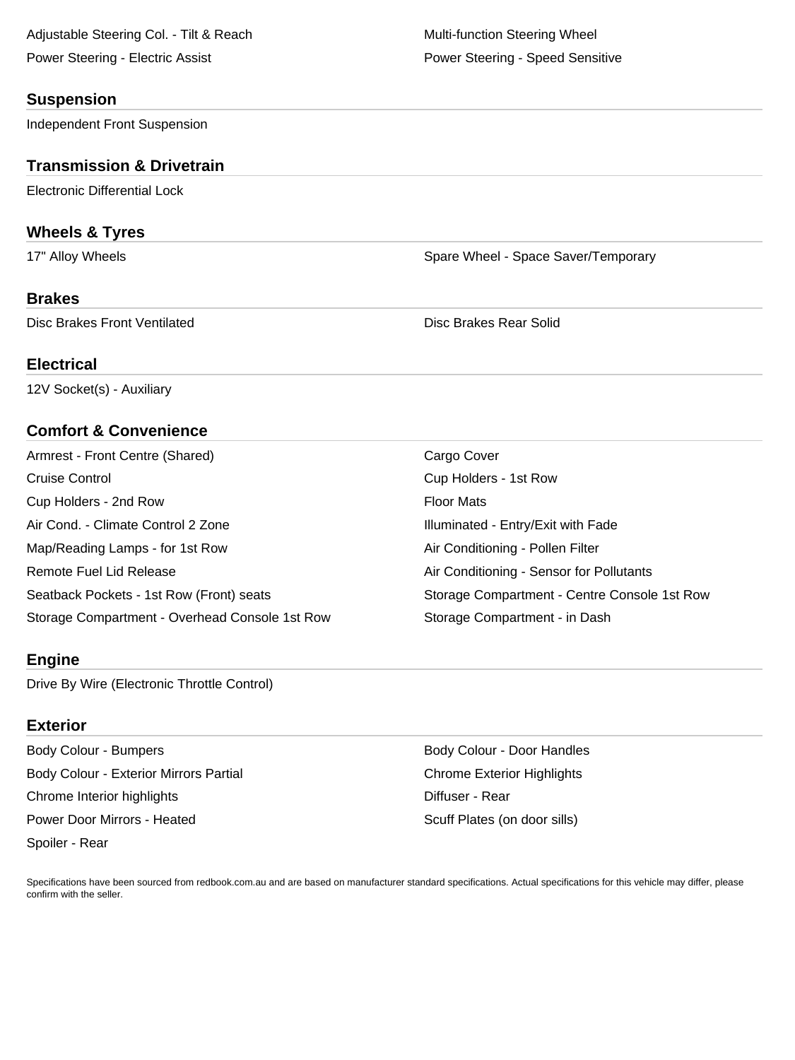Adjustable Steering Col. - Tilt & Reach

Multi-function Steering Wheel

Power Steering - Electric Assist

Power Steering - Speed Sensitive

## Suspension

Independent Front Suspension

## Transmission & Drivetrain

Electronic Differential Lock

## Wheels & Tyres

17" Alloy Wheels

Spare Wheel - Space Saver/Temporary

## Brakes

Disc Brakes Front Ventilated

Disc Brakes Rear Solid

## Electrical

12V Socket(s) - Auxiliary

## Comfort & Convenience

Armrest - Front Centre (Shared)

Cargo Cover

Cruise Control

Cup Holders - 1st Row

Cup Holders - 2nd Row

Floor Mats

Air Cond. - Climate Control 2 Zone

Illuminated - Entry/Exit with Fade

Map/Reading Lamps - for 1st Row

Air Conditioning - Pollen Filter

Remote Fuel Lid Release

Air Conditioning - Sensor for Pollutants

Seatback Pockets - 1st Row (Front) seats

Storage Compartment - Centre Console 1st Row

Storage Compartment - Overhead Console 1st Row

Storage Compartment - in Dash

## Engine

Drive By Wire (Electronic Throttle Control)

## Exterior

Body Colour - Bumpers

Body Colour - Door Handles

Body Colour - Exterior Mirrors Partial

Chrome Exterior Highlights

Chrome Interior highlights

Diffuser - Rear

Power Door Mirrors - Heated

Scuff Plates (on door sills)

Spoiler - Rear

Specifications have been sourced from redbook.com.au and are based on manufacturer standard specifications. Actual specifications for this vehicle may differ, please confirm with the seller.